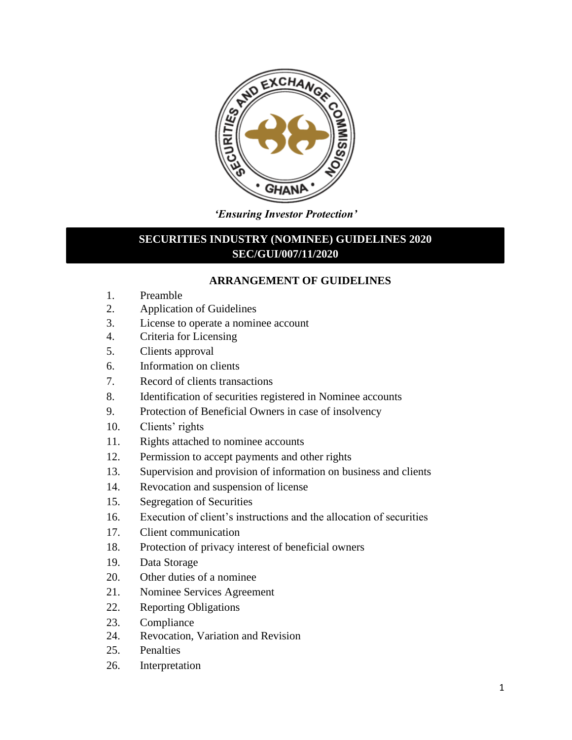*'Ensuring Investor Protection'*

# SECURITIES INDUSTRY (NOMINEE) GUIDELINES 2020
## SEC/GUI/007/11/2020

### ARRANGEMENT OF GUIDELINES

1. Preamble
2. Application of Guidelines
3. License to operate a nominee account
4. Criteria for Licensing
5. Clients approval
6. Information on clients
7. Record of clients transactions
8. Identification of securities registered in Nominee accounts
9. Protection of Beneficial Owners in case of insolvency
10. Clients' rights
11. Rights attached to nominee accounts
12. Permission to accept payments and other rights
13. Supervision and provision of information on business and clients
14. Revocation and suspension of license
15. Segregation of Securities
16. Execution of client's instructions and the allocation of securities
17. Client communication
18. Protection of privacy interest of beneficial owners
19. Data Storage
20. Other duties of a nominee
21. Nominee Services Agreement
22. Reporting Obligations
23. Compliance
24. Revocation, Variation and Revision
25. Penalties
26. Interpretation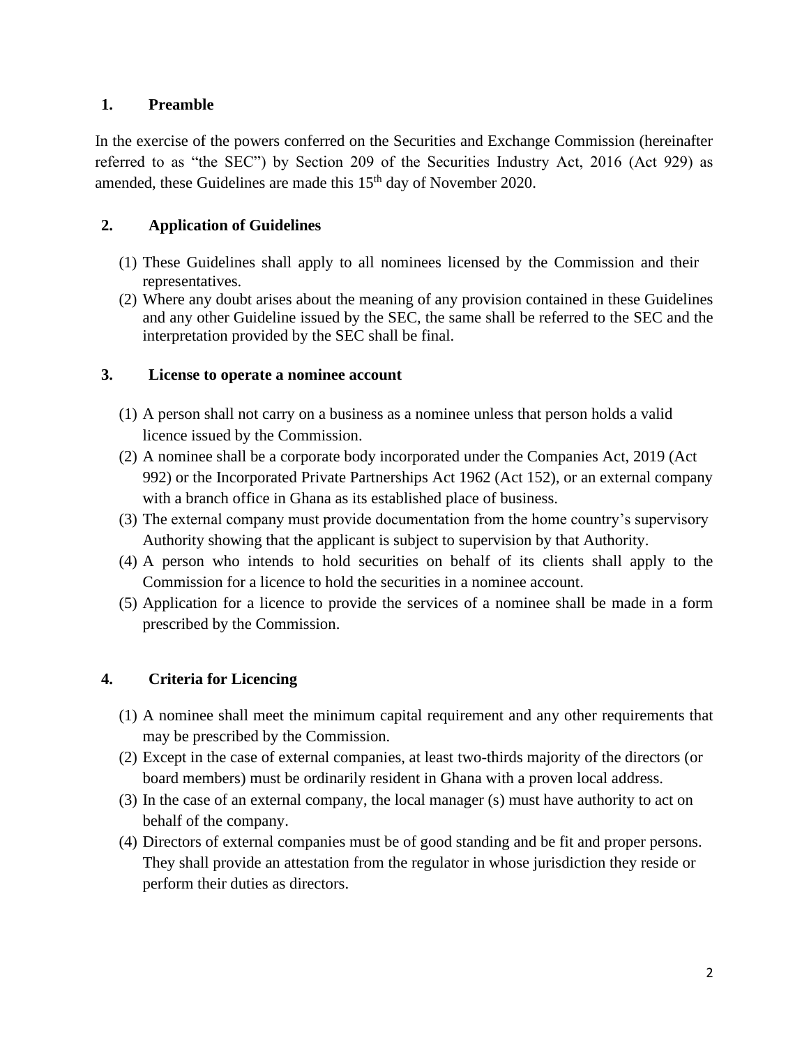## 1. Preamble

In the exercise of the powers conferred on the Securities and Exchange Commission (hereinafter referred to as "the SEC") by Section 209 of the Securities Industry Act, 2016 (Act 929) as amended, these Guidelines are made this 15th day of November 2020.

## 2. Application of Guidelines

(1) These Guidelines shall apply to all nominees licensed by the Commission and their representatives.

(2) Where any doubt arises about the meaning of any provision contained in these Guidelines and any other Guideline issued by the SEC, the same shall be referred to the SEC and the interpretation provided by the SEC shall be final.

## 3. License to operate a nominee account

(1) A person shall not carry on a business as a nominee unless that person holds a valid licence issued by the Commission.

(2) A nominee shall be a corporate body incorporated under the Companies Act, 2019 (Act 992) or the Incorporated Private Partnerships Act 1962 (Act 152), or an external company with a branch office in Ghana as its established place of business.

(3) The external company must provide documentation from the home country's supervisory Authority showing that the applicant is subject to supervision by that Authority.

(4) A person who intends to hold securities on behalf of its clients shall apply to the Commission for a licence to hold the securities in a nominee account.

(5) Application for a licence to provide the services of a nominee shall be made in a form prescribed by the Commission.

## 4. Criteria for Licencing

(1) A nominee shall meet the minimum capital requirement and any other requirements that may be prescribed by the Commission.

(2) Except in the case of external companies, at least two-thirds majority of the directors (or board members) must be ordinarily resident in Ghana with a proven local address.

(3) In the case of an external company, the local manager (s) must have authority to act on behalf of the company.

(4) Directors of external companies must be of good standing and be fit and proper persons. They shall provide an attestation from the regulator in whose jurisdiction they reside or perform their duties as directors.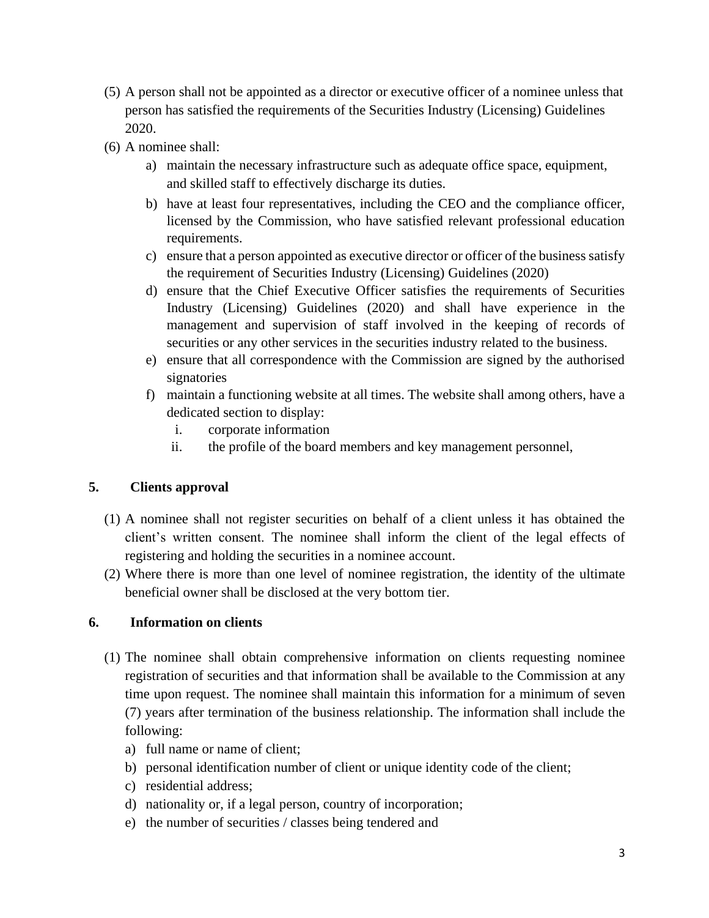(5) A person shall not be appointed as a director or executive officer of a nominee unless that person has satisfied the requirements of the Securities Industry (Licensing) Guidelines 2020.

(6) A nominee shall:

   a) maintain the necessary infrastructure such as adequate office space, equipment, and skilled staff to effectively discharge its duties.

   b) have at least four representatives, including the CEO and the compliance officer, licensed by the Commission, who have satisfied relevant professional education requirements.

   c) ensure that a person appointed as executive director or officer of the business satisfy the requirement of Securities Industry (Licensing) Guidelines (2020)

   d) ensure that the Chief Executive Officer satisfies the requirements of Securities Industry (Licensing) Guidelines (2020) and shall have experience in the management and supervision of staff involved in the keeping of records of securities or any other services in the securities industry related to the business.

   e) ensure that all correspondence with the Commission are signed by the authorised signatories

   f) maintain a functioning website at all times. The website shall among others, have a dedicated section to display:

      i. corporate information

      ii. the profile of the board members and key management personnel,

## 5. Clients approval

(1) A nominee shall not register securities on behalf of a client unless it has obtained the client's written consent. The nominee shall inform the client of the legal effects of registering and holding the securities in a nominee account.

(2) Where there is more than one level of nominee registration, the identity of the ultimate beneficial owner shall be disclosed at the very bottom tier.

## 6. Information on clients

(1) The nominee shall obtain comprehensive information on clients requesting nominee registration of securities and that information shall be available to the Commission at any time upon request. The nominee shall maintain this information for a minimum of seven (7) years after termination of the business relationship. The information shall include the following:

   a) full name or name of client;

   b) personal identification number of client or unique identity code of the client;

   c) residential address;

   d) nationality or, if a legal person, country of incorporation;

   e) the number of securities / classes being tendered and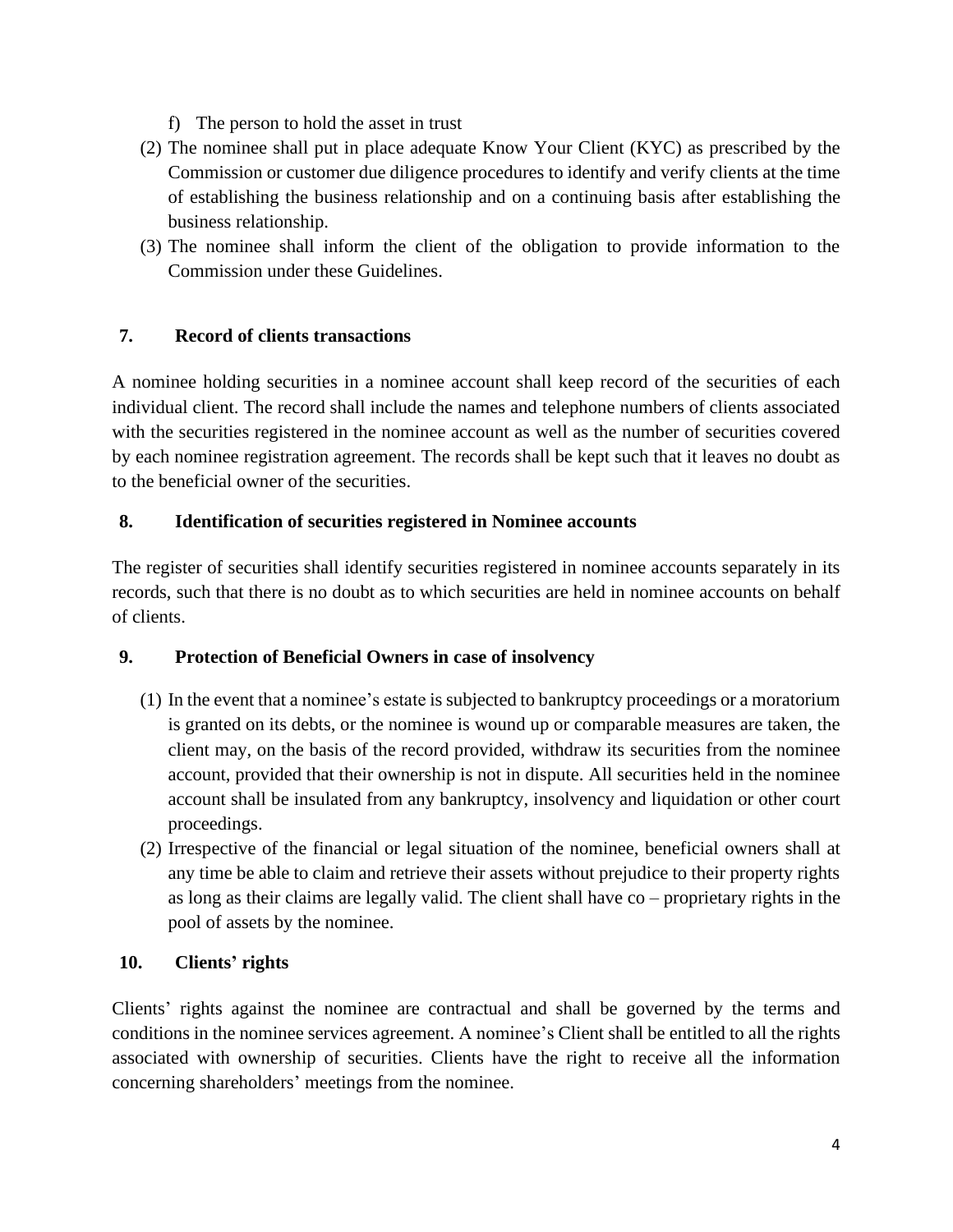f) The person to hold the asset in trust

(2) The nominee shall put in place adequate Know Your Client (KYC) as prescribed by the Commission or customer due diligence procedures to identify and verify clients at the time of establishing the business relationship and on a continuing basis after establishing the business relationship.

(3) The nominee shall inform the client of the obligation to provide information to the Commission under these Guidelines.

## 7. Record of clients transactions

A nominee holding securities in a nominee account shall keep record of the securities of each individual client. The record shall include the names and telephone numbers of clients associated with the securities registered in the nominee account as well as the number of securities covered by each nominee registration agreement. The records shall be kept such that it leaves no doubt as to the beneficial owner of the securities.

## 8. Identification of securities registered in Nominee accounts

The register of securities shall identify securities registered in nominee accounts separately in its records, such that there is no doubt as to which securities are held in nominee accounts on behalf of clients.

## 9. Protection of Beneficial Owners in case of insolvency

(1) In the event that a nominee's estate is subjected to bankruptcy proceedings or a moratorium is granted on its debts, or the nominee is wound up or comparable measures are taken, the client may, on the basis of the record provided, withdraw its securities from the nominee account, provided that their ownership is not in dispute. All securities held in the nominee account shall be insulated from any bankruptcy, insolvency and liquidation or other court proceedings.

(2) Irrespective of the financial or legal situation of the nominee, beneficial owners shall at any time be able to claim and retrieve their assets without prejudice to their property rights as long as their claims are legally valid. The client shall have co – proprietary rights in the pool of assets by the nominee.

## 10. Clients' rights

Clients' rights against the nominee are contractual and shall be governed by the terms and conditions in the nominee services agreement. A nominee's Client shall be entitled to all the rights associated with ownership of securities. Clients have the right to receive all the information concerning shareholders' meetings from the nominee.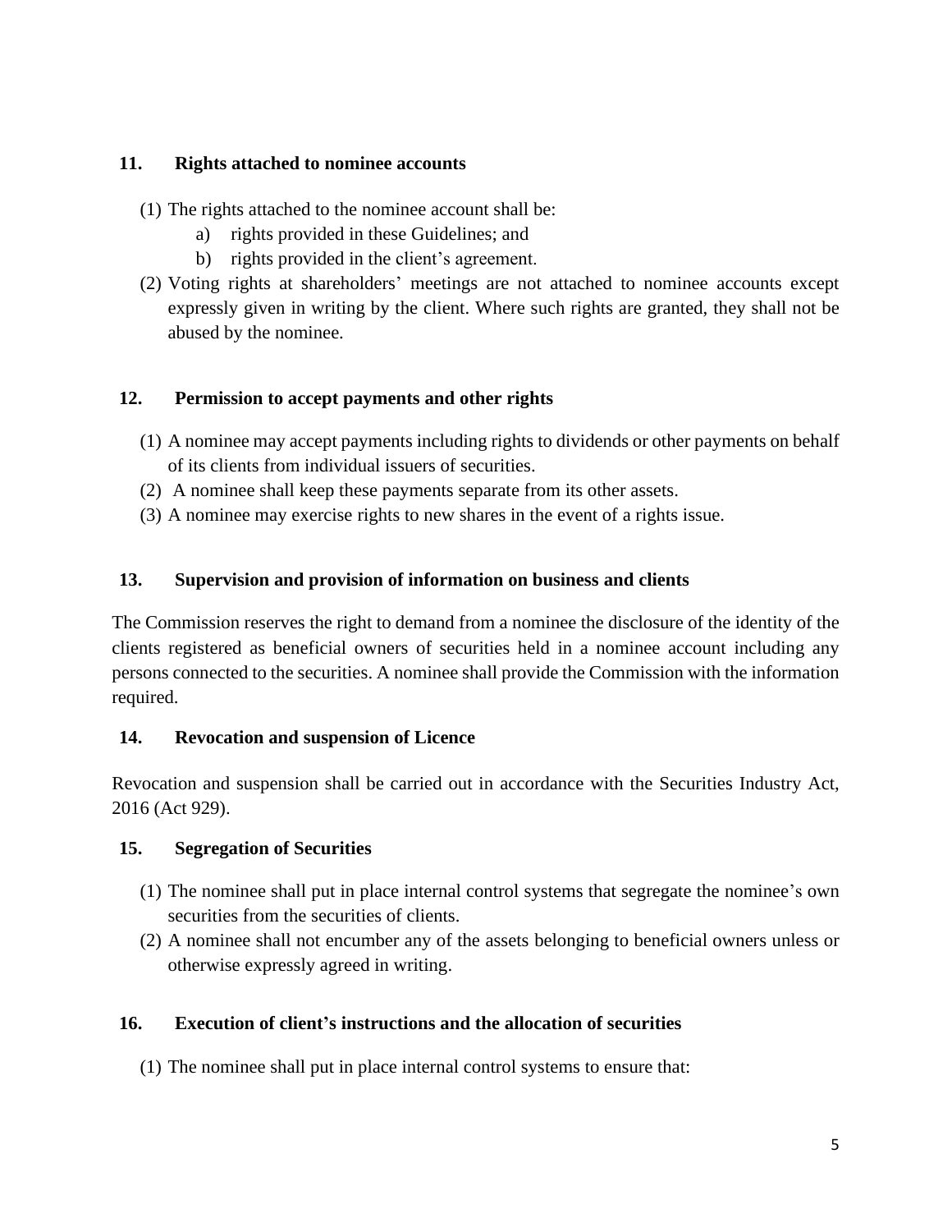## 11. Rights attached to nominee accounts

(1) The rights attached to the nominee account shall be:

  a) rights provided in these Guidelines; and
  b) rights provided in the client's agreement.

(2) Voting rights at shareholders' meetings are not attached to nominee accounts except expressly given in writing by the client. Where such rights are granted, they shall not be abused by the nominee.

## 12. Permission to accept payments and other rights

(1) A nominee may accept payments including rights to dividends or other payments on behalf of its clients from individual issuers of securities.

(2) A nominee shall keep these payments separate from its other assets.

(3) A nominee may exercise rights to new shares in the event of a rights issue.

## 13. Supervision and provision of information on business and clients

The Commission reserves the right to demand from a nominee the disclosure of the identity of the clients registered as beneficial owners of securities held in a nominee account including any persons connected to the securities. A nominee shall provide the Commission with the information required.

## 14. Revocation and suspension of Licence

Revocation and suspension shall be carried out in accordance with the Securities Industry Act, 2016 (Act 929).

## 15. Segregation of Securities

(1) The nominee shall put in place internal control systems that segregate the nominee's own securities from the securities of clients.

(2) A nominee shall not encumber any of the assets belonging to beneficial owners unless or otherwise expressly agreed in writing.

## 16. Execution of client's instructions and the allocation of securities

(1) The nominee shall put in place internal control systems to ensure that: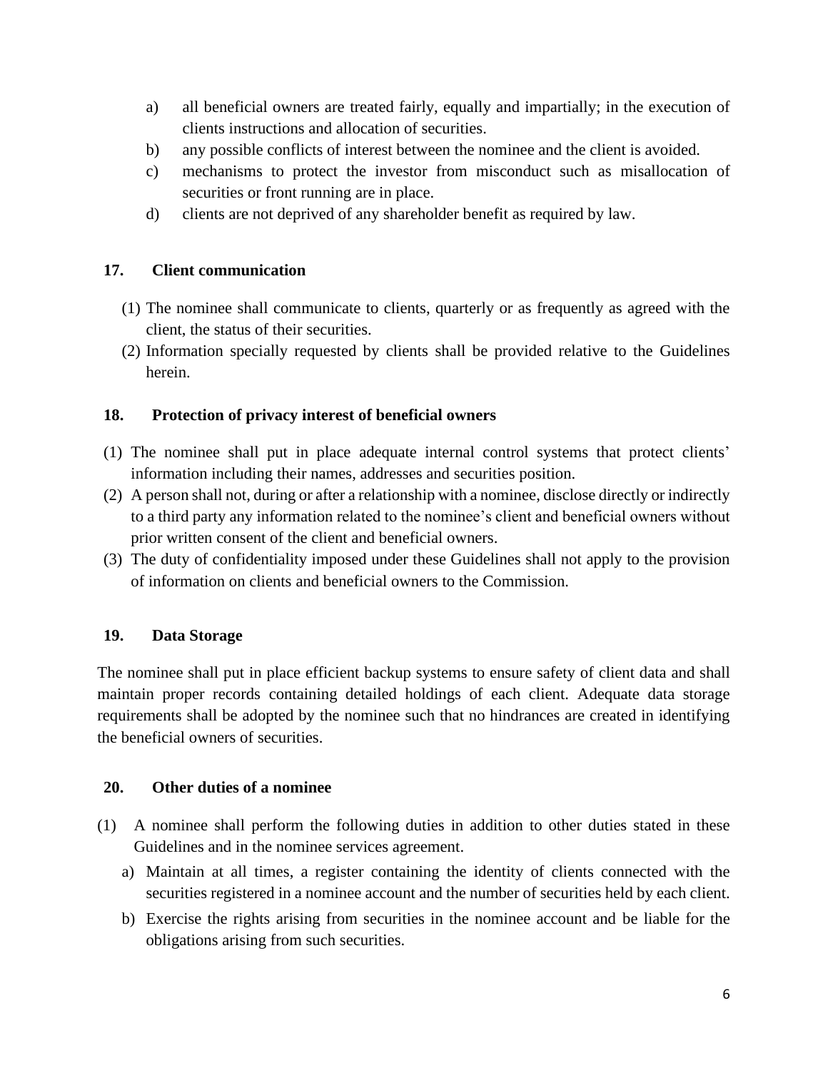a) all beneficial owners are treated fairly, equally and impartially; in the execution of clients instructions and allocation of securities.
b) any possible conflicts of interest between the nominee and the client is avoided.
c) mechanisms to protect the investor from misconduct such as misallocation of securities or front running are in place.
d) clients are not deprived of any shareholder benefit as required by law.

## 17. Client communication

(1) The nominee shall communicate to clients, quarterly or as frequently as agreed with the client, the status of their securities.
(2) Information specially requested by clients shall be provided relative to the Guidelines herein.

## 18. Protection of privacy interest of beneficial owners

(1) The nominee shall put in place adequate internal control systems that protect clients' information including their names, addresses and securities position.
(2) A person shall not, during or after a relationship with a nominee, disclose directly or indirectly to a third party any information related to the nominee's client and beneficial owners without prior written consent of the client and beneficial owners.
(3) The duty of confidentiality imposed under these Guidelines shall not apply to the provision of information on clients and beneficial owners to the Commission.

## 19. Data Storage

The nominee shall put in place efficient backup systems to ensure safety of client data and shall maintain proper records containing detailed holdings of each client. Adequate data storage requirements shall be adopted by the nominee such that no hindrances are created in identifying the beneficial owners of securities.

## 20. Other duties of a nominee

(1) A nominee shall perform the following duties in addition to other duties stated in these Guidelines and in the nominee services agreement.

a) Maintain at all times, a register containing the identity of clients connected with the securities registered in a nominee account and the number of securities held by each client.
b) Exercise the rights arising from securities in the nominee account and be liable for the obligations arising from such securities.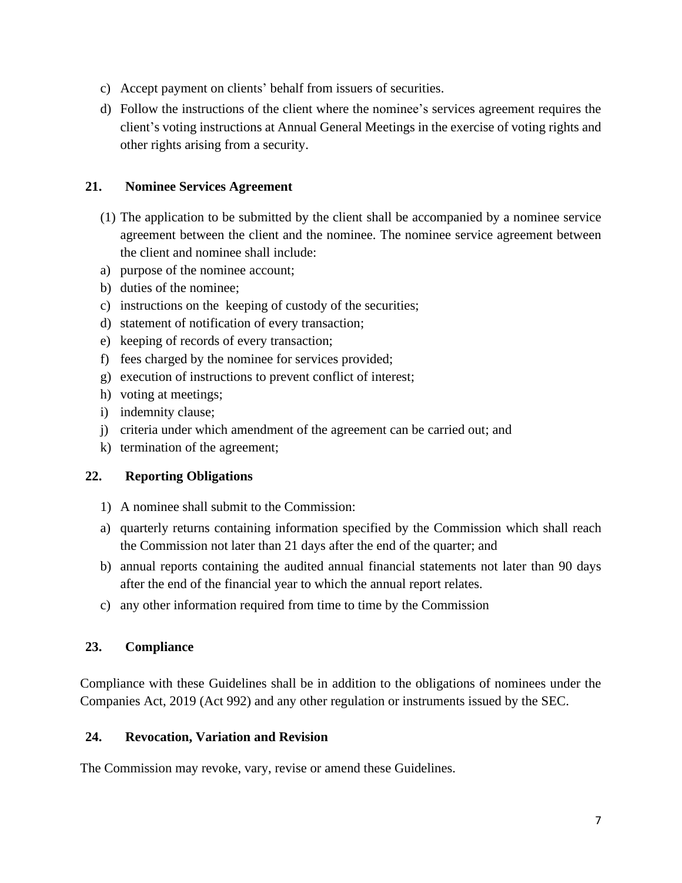c) Accept payment on clients' behalf from issuers of securities.

d) Follow the instructions of the client where the nominee's services agreement requires the client's voting instructions at Annual General Meetings in the exercise of voting rights and other rights arising from a security.

## 21. Nominee Services Agreement

(1) The application to be submitted by the client shall be accompanied by a nominee service agreement between the client and the nominee. The nominee service agreement between the client and nominee shall include:

a) purpose of the nominee account;
b) duties of the nominee;
c) instructions on the keeping of custody of the securities;
d) statement of notification of every transaction;
e) keeping of records of every transaction;
f) fees charged by the nominee for services provided;
g) execution of instructions to prevent conflict of interest;
h) voting at meetings;
i) indemnity clause;
j) criteria under which amendment of the agreement can be carried out; and
k) termination of the agreement;

## 22. Reporting Obligations

1) A nominee shall submit to the Commission:

a) quarterly returns containing information specified by the Commission which shall reach the Commission not later than 21 days after the end of the quarter; and
b) annual reports containing the audited annual financial statements not later than 90 days after the end of the financial year to which the annual report relates.
c) any other information required from time to time by the Commission

## 23. Compliance

Compliance with these Guidelines shall be in addition to the obligations of nominees under the Companies Act, 2019 (Act 992) and any other regulation or instruments issued by the SEC.

## 24. Revocation, Variation and Revision

The Commission may revoke, vary, revise or amend these Guidelines.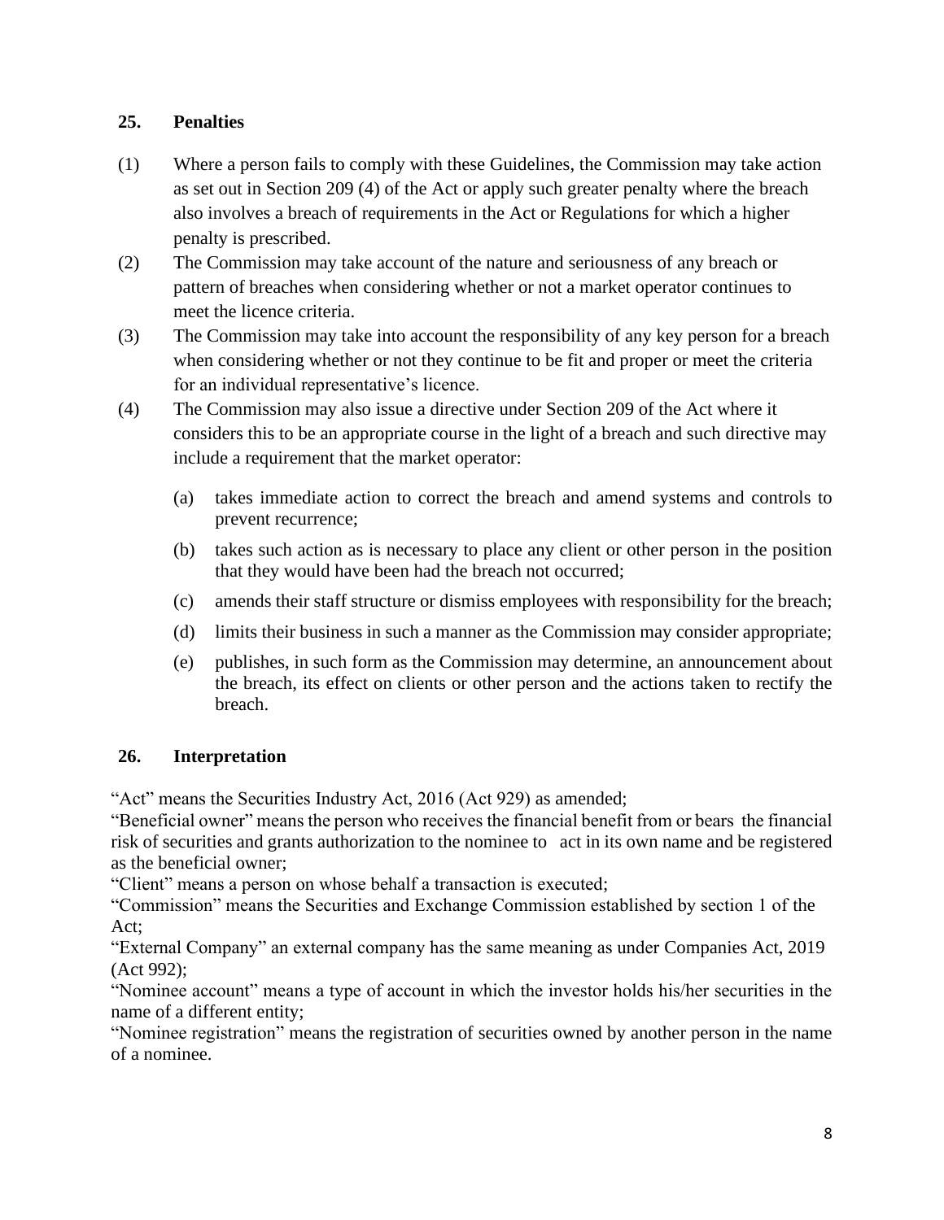## 25. Penalties

(1) Where a person fails to comply with these Guidelines, the Commission may take action as set out in Section 209 (4) of the Act or apply such greater penalty where the breach also involves a breach of requirements in the Act or Regulations for which a higher penalty is prescribed.

(2) The Commission may take account of the nature and seriousness of any breach or pattern of breaches when considering whether or not a market operator continues to meet the licence criteria.

(3) The Commission may take into account the responsibility of any key person for a breach when considering whether or not they continue to be fit and proper or meet the criteria for an individual representative's licence.

(4) The Commission may also issue a directive under Section 209 of the Act where it considers this to be an appropriate course in the light of a breach and such directive may include a requirement that the market operator:

- (a) takes immediate action to correct the breach and amend systems and controls to prevent recurrence;
- (b) takes such action as is necessary to place any client or other person in the position that they would have been had the breach not occurred;
- (c) amends their staff structure or dismiss employees with responsibility for the breach;
- (d) limits their business in such a manner as the Commission may consider appropriate;
- (e) publishes, in such form as the Commission may determine, an announcement about the breach, its effect on clients or other person and the actions taken to rectify the breach.

## 26. Interpretation

"Act" means the Securities Industry Act, 2016 (Act 929) as amended;
"Beneficial owner" means the person who receives the financial benefit from or bears the financial risk of securities and grants authorization to the nominee to act in its own name and be registered as the beneficial owner;
"Client" means a person on whose behalf a transaction is executed;
"Commission" means the Securities and Exchange Commission established by section 1 of the Act;
"External Company" an external company has the same meaning as under Companies Act, 2019 (Act 992);
"Nominee account" means a type of account in which the investor holds his/her securities in the name of a different entity;
"Nominee registration" means the registration of securities owned by another person in the name of a nominee.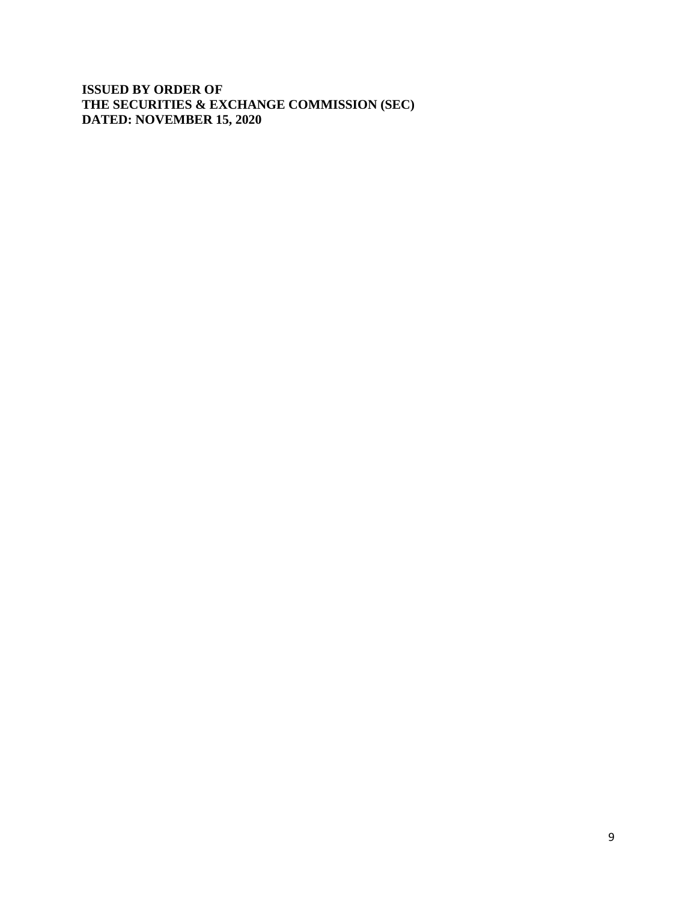**ISSUED BY ORDER OF**
**THE SECURITIES & EXCHANGE COMMISSION (SEC)**
**DATED: NOVEMBER 15, 2020**